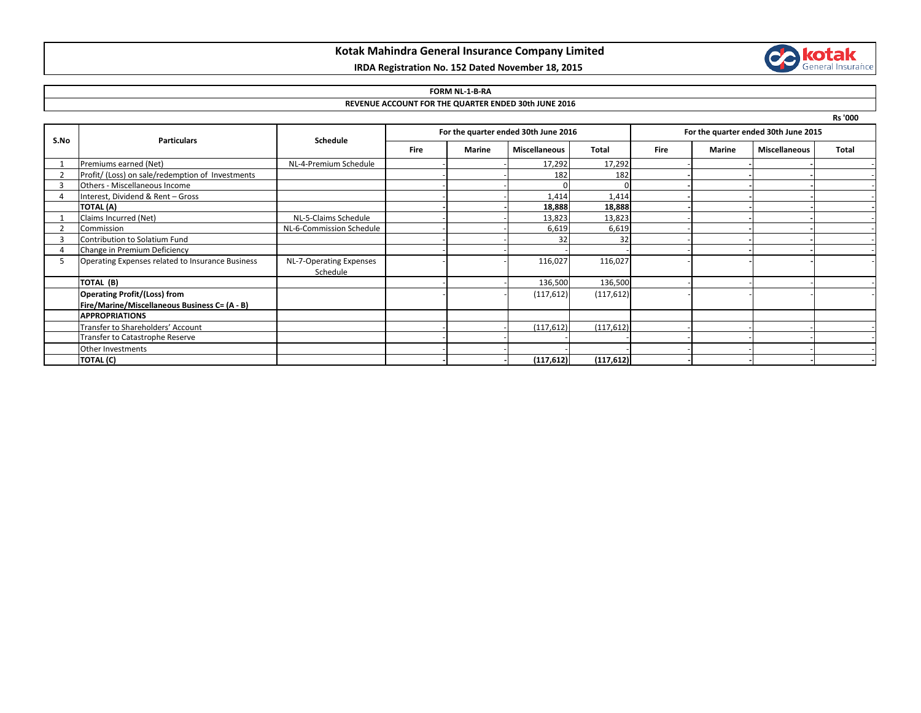# Kotak Mahindra General Insurance Company Limited

**IRDA Registration No. 152 Dated November 18, 2015**

**FORM NL-1-B-RA**

**REVENUE ACCOUNT FOR THE QUARTER ENDED 30th JUNE 2016**

**Rs '000**

| S.No | Particulars | Schedule | For the quarter ended 30th June 2016 | | | | For the quarter ended 30th June 2015 | | | |
|---|---|---|---|---|---|---|---|---|---|---|
| | | | Fire | Marine | Miscellaneous | Total | Fire | Marine | Miscellaneous | Total |
| 1 | Premiums earned (Net) | NL-4-Premium Schedule | - | - | 17,292 | 17,292 | - | - | - | - |
| 2 | Profit/ (Loss) on sale/redemption of Investments | | - | - | 182 | 182 | - | - | - | - |
| 3 | Others - Miscellaneous Income | | - | - | 0 | 0 | - | - | - | - |
| 4 | Interest, Dividend & Rent – Gross | | - | - | 1,414 | 1,414 | - | - | - | - |
| | **TOTAL (A)** | | **-** | **-** | **18,888** | **18,888** | **-** | **-** | **-** | **-** |
| 1 | Claims Incurred (Net) | NL-5-Claims Schedule | - | - | 13,823 | 13,823 | - | - | - | - |
| 2 | Commission | NL-6-Commission Schedule | - | - | 6,619 | 6,619 | - | - | - | - |
| 3 | Contribution to Solatium Fund | | - | - | 32 | 32 | - | - | - | - |
| 4 | Change in Premium Deficiency | | - | - | - | - | - | - | - | - |
| 5 | Operating Expenses related to Insurance Business | NL-7-Operating Expenses Schedule | - | - | 116,027 | 116,027 | - | - | - | - |
| | **TOTAL (B)** | | - | - | 136,500 | 136,500 | - | - | - | - |
| | **Operating Profit/(Loss) from Fire/Marine/Miscellaneous Business C= (A - B)** | | - | - | (117,612) | (117,612) | - | - | - | - |
| | **APPROPRIATIONS** | | | | | | | | | |
| | Transfer to Shareholders' Account | | - | - | (117,612) | (117,612) | - | - | - | - |
| | Transfer to Catastrophe Reserve | | - | - | - | - | - | - | - | - |
| | Other Investments | | - | - | - | - | - | - | - | - |
| | **TOTAL (C)** | | **-** | **-** | **(117,612)** | **(117,612)** | **-** | **-** | **-** | **-** |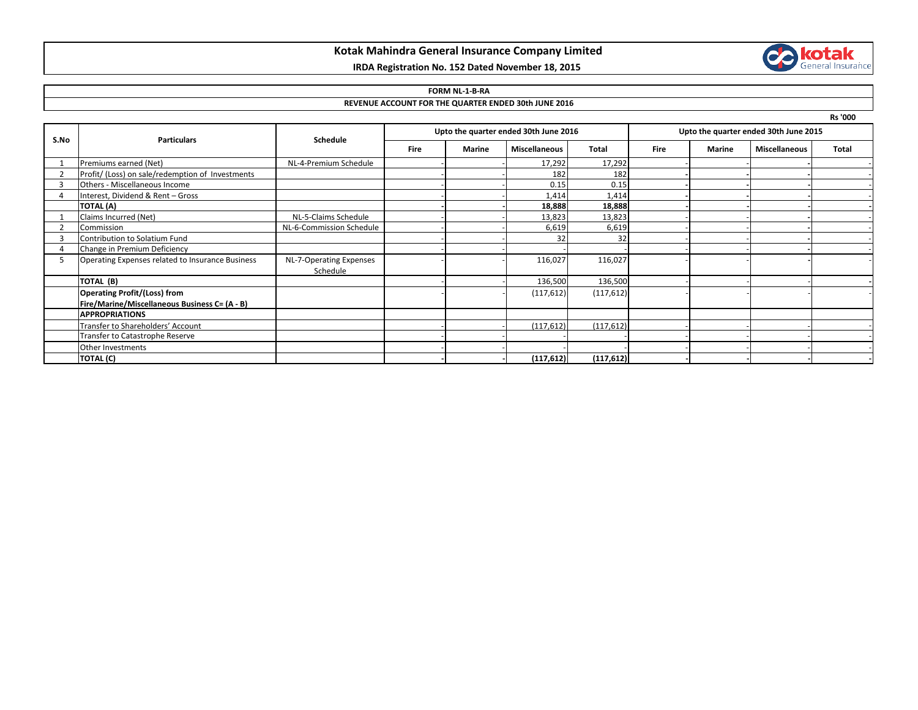# Kotak Mahindra General Insurance Company Limited

**IRDA Registration No. 152 Dated November 18, 2015**

**FORM NL-1-B-RA**

**REVENUE ACCOUNT FOR THE QUARTER ENDED 30th JUNE 2016**

Rs '000

| S.No | Particulars | Schedule | Upto the quarter ended 30th June 2016 | | | | Upto the quarter ended 30th June 2015 | | | |
|---|---|---|---|---|---|---|---|---|---|---|
| | | | Fire | Marine | Miscellaneous | Total | Fire | Marine | Miscellaneous | Total |
| 1 | Premiums earned (Net) | NL-4-Premium Schedule | - | - | 17,292 | 17,292 | - | - | - | - |
| 2 | Profit/ (Loss) on sale/redemption of Investments | | - | - | 182 | 182 | - | - | - | - |
| 3 | Others - Miscellaneous Income | | - | - | 0.15 | 0.15 | - | - | - | - |
| 4 | Interest, Dividend & Rent – Gross | | - | - | 1,414 | 1,414 | - | - | - | - |
| | **TOTAL (A)** | | **-** | **-** | **18,888** | **18,888** | **-** | **-** | **-** | **-** |
| 1 | Claims Incurred (Net) | NL-5-Claims Schedule | - | - | 13,823 | 13,823 | - | - | - | - |
| 2 | Commission | NL-6-Commission Schedule | - | - | 6,619 | 6,619 | - | - | - | - |
| 3 | Contribution to Solatium Fund | | - | - | 32 | 32 | - | - | - | - |
| 4 | Change in Premium Deficiency | | - | - | - | - | - | - | - | - |
| 5 | Operating Expenses related to Insurance Business | NL-7-Operating Expenses Schedule | - | - | 116,027 | 116,027 | - | - | - | - |
| | **TOTAL (B)** | | - | - | 136,500 | 136,500 | - | - | - | - |
| | **Operating Profit/(Loss) from Fire/Marine/Miscellaneous Business C= (A - B)** | | - | - | (117,612) | (117,612) | - | - | - | - |
| | **APPROPRIATIONS** | | | | | | | | | |
| | Transfer to Shareholders' Account | | - | - | (117,612) | (117,612) | - | - | - | - |
| | Transfer to Catastrophe Reserve | | - | - | - | - | - | - | - | - |
| | Other Investments | | - | - | - | - | - | - | - | - |
| | **TOTAL (C)** | | **-** | **-** | **(117,612)** | **(117,612)** | **-** | **-** | **-** | **-** |